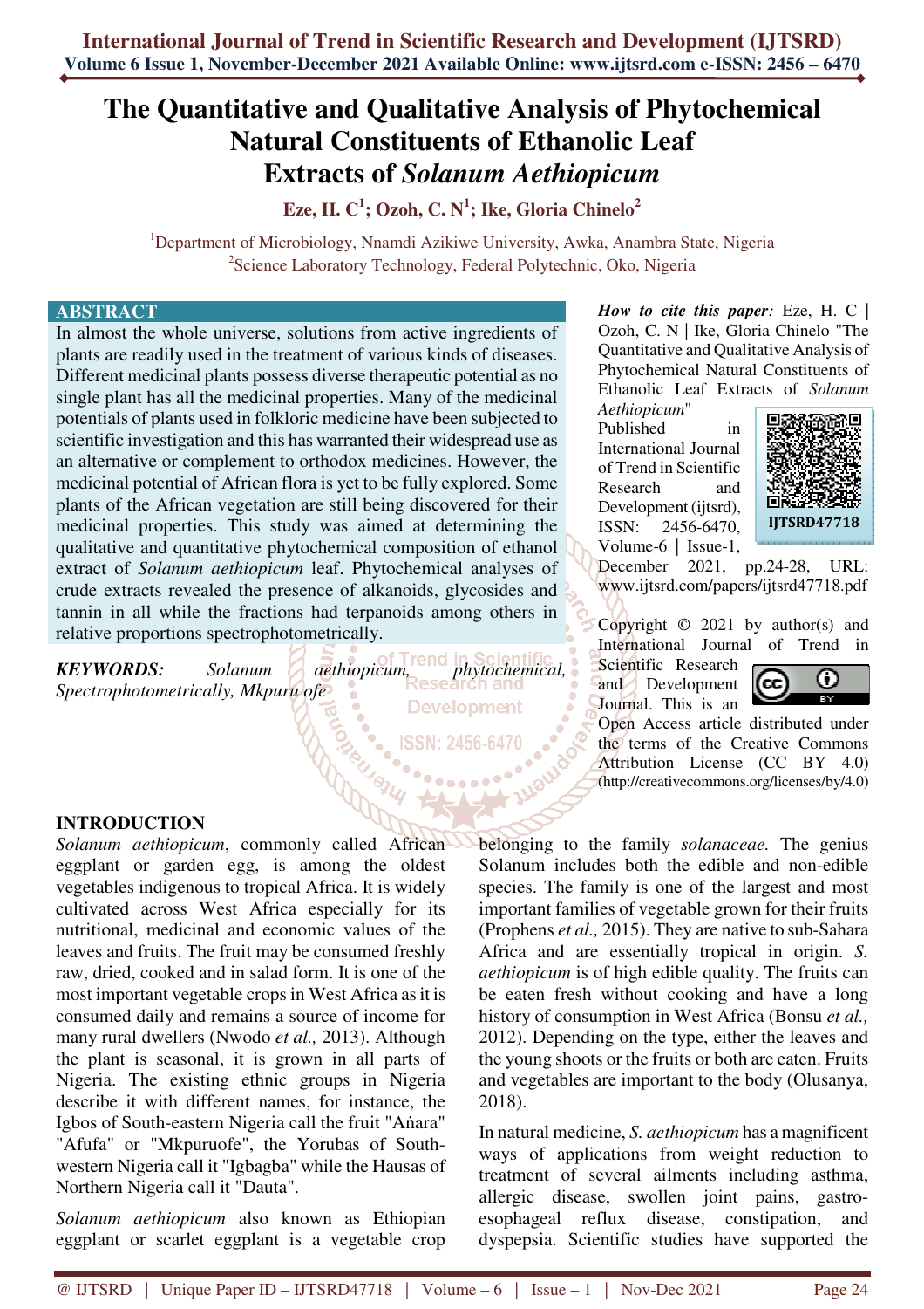# The Quantitative and Qualitative Analysis of Phytochemical Natural Constituents of Ethanolic Leaf Extracts of *Solanum Aethiopicum*

**Eze, H. C[1]; Ozoh, C. N[1]; Ike, Gloria Chinelo[2]**

[1]Department of Microbiology, Nnamdi Azikiwe University, Awka, Anambra State, Nigeria
[2]Science Laboratory Technology, Federal Polytechnic, Oko, Nigeria

## ABSTRACT

In almost the whole universe, solutions from active ingredients of plants are readily used in the treatment of various kinds of diseases. Different medicinal plants possess diverse therapeutic potential as no single plant has all the medicinal properties. Many of the medicinal potentials of plants used in folkloric medicine have been subjected to scientific investigation and this has warranted their widespread use as an alternative or complement to orthodox medicines. However, the medicinal potential of African flora is yet to be fully explored. Some plants of the African vegetation are still being discovered for their medicinal properties. This study was aimed at determining the qualitative and quantitative phytochemical composition of ethanol extract of *Solanum aethiopicum* leaf. Phytochemical analyses of crude extracts revealed the presence of alkanoids, glycosides and tannin in all while the fractions had terpanoids among others in relative proportions spectrophotometrically.

***KEYWORDS:*** *Solanum aethiopicum, phytochemical, Spectrophotometrically, Mkpuru ofe*

***How to cite this paper:*** Eze, H. C | Ozoh, C. N | Ike, Gloria Chinelo "The Quantitative and Qualitative Analysis of Phytochemical Natural Constituents of Ethanolic Leaf Extracts of *Solanum Aethiopicum*" Published in International Journal of Trend in Scientific Research and Development (ijtsrd), ISSN: 2456-6470, Volume-6 | Issue-1, December 2021, pp.24-28, URL: www.ijtsrd.com/papers/ijtsrd47718.pdf

IJTSRD47718

Copyright © 2021 by author(s) and International Journal of Trend in Scientific Research and Development Journal. This is an Open Access article distributed under the terms of the Creative Commons Attribution License (CC BY 4.0) (http://creativecommons.org/licenses/by/4.0)

## INTRODUCTION

*Solanum aethiopicum*, commonly called African eggplant or garden egg, is among the oldest vegetables indigenous to tropical Africa. It is widely cultivated across West Africa especially for its nutritional, medicinal and economic values of the leaves and fruits. The fruit may be consumed freshly raw, dried, cooked and in salad form. It is one of the most important vegetable crops in West Africa as it is consumed daily and remains a source of income for many rural dwellers (Nwodo *et al.,* 2013). Although the plant is seasonal, it is grown in all parts of Nigeria. The existing ethnic groups in Nigeria describe it with different names, for instance, the Igbos of South-eastern Nigeria call the fruit "Aṅara" "Afufa" or "Mkpuruofe", the Yorubas of South-western Nigeria call it "Igbagba" while the Hausas of Northern Nigeria call it "Dauta".

*Solanum aethiopicum* also known as Ethiopian eggplant or scarlet eggplant is a vegetable crop belonging to the family *solanaceae.* The genius Solanum includes both the edible and non-edible species. The family is one of the largest and most important families of vegetable grown for their fruits (Prophens *et al.,* 2015). They are native to sub-Sahara Africa and are essentially tropical in origin. *S. aethiopicum* is of high edible quality. The fruits can be eaten fresh without cooking and have a long history of consumption in West Africa (Bonsu *et al.,* 2012). Depending on the type, either the leaves and the young shoots or the fruits or both are eaten. Fruits and vegetables are important to the body (Olusanya, 2018).

In natural medicine, *S. aethiopicum* has a magnificent ways of applications from weight reduction to treatment of several ailments including asthma, allergic disease, swollen joint pains, gastro-esophageal reflux disease, constipation, and dyspepsia. Scientific studies have supported the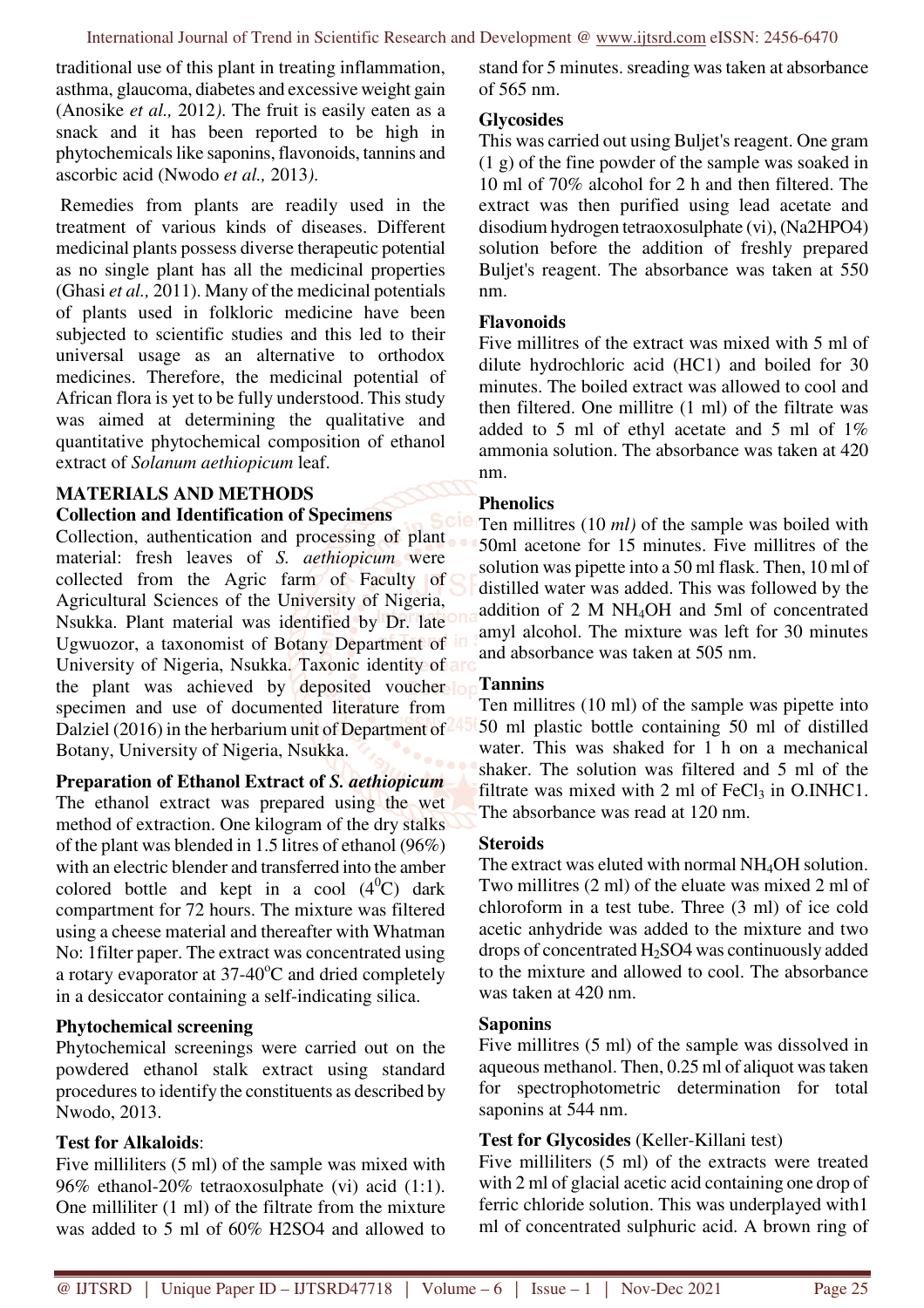traditional use of this plant in treating inflammation, asthma, glaucoma, diabetes and excessive weight gain (Anosike *et al.,* 2012*)*. The fruit is easily eaten as a snack and it has been reported to be high in phytochemicals like saponins, flavonoids, tannins and ascorbic acid (Nwodo *et al.,* 2013*)*.

Remedies from plants are readily used in the treatment of various kinds of diseases. Different medicinal plants possess diverse therapeutic potential as no single plant has all the medicinal properties (Ghasi *et al.,* 2011). Many of the medicinal potentials of plants used in folkloric medicine have been subjected to scientific studies and this led to their universal usage as an alternative to orthodox medicines. Therefore, the medicinal potential of African flora is yet to be fully understood. This study was aimed at determining the qualitative and quantitative phytochemical composition of ethanol extract of *Solanum aethiopicum* leaf.

## MATERIALS AND METHODS

### Collection and Identification of Specimens

Collection, authentication and processing of plant material: fresh leaves of *S. aethiopicum* were collected from the Agric farm of Faculty of Agricultural Sciences of the University of Nigeria, Nsukka. Plant material was identified by Dr. late Ugwuozor, a taxonomist of Botany Department of University of Nigeria, Nsukka. Taxonic identity of the plant was achieved by deposited voucher specimen and use of documented literature from Dalziel (2016) in the herbarium unit of Department of Botany, University of Nigeria, Nsukka.

### Preparation of Ethanol Extract of *S. aethiopicum*

The ethanol extract was prepared using the wet method of extraction. One kilogram of the dry stalks of the plant was blended in 1.5 litres of ethanol (96%) with an electric blender and transferred into the amber colored bottle and kept in a cool ($4^0$C) dark compartment for 72 hours. The mixture was filtered using a cheese material and thereafter with Whatman No: 1filter paper. The extract was concentrated using a rotary evaporator at 37-40$^o$C and dried completely in a desiccator containing a self-indicating silica.

### Phytochemical screening

Phytochemical screenings were carried out on the powdered ethanol stalk extract using standard procedures to identify the constituents as described by Nwodo, 2013.

### Test for Alkaloids:

Five milliliters (5 ml) of the sample was mixed with 96% ethanol-20% tetraoxosulphate (vi) acid (1:1). One milliliter (1 ml) of the filtrate from the mixture was added to 5 ml of 60% H2SO4 and allowed to stand for 5 minutes. sreading was taken at absorbance of 565 nm.

### Glycosides

This was carried out using Buljet's reagent. One gram (1 g) of the fine powder of the sample was soaked in 10 ml of 70% alcohol for 2 h and then filtered. The extract was then purified using lead acetate and disodium hydrogen tetraoxosulphate (vi), (Na2HPO4) solution before the addition of freshly prepared Buljet's reagent. The absorbance was taken at 550 nm.

### Flavonoids

Five millitres of the extract was mixed with 5 ml of dilute hydrochloric acid (HC1) and boiled for 30 minutes. The boiled extract was allowed to cool and then filtered. One millitre (1 ml) of the filtrate was added to 5 ml of ethyl acetate and 5 ml of 1% ammonia solution. The absorbance was taken at 420 nm.

### Phenolics

Ten millitres (10 *ml)* of the sample was boiled with 50ml acetone for 15 minutes. Five millitres of the solution was pipette into a 50 ml flask. Then, 10 ml of distilled water was added. This was followed by the addition of 2 M $NH_4OH$ and 5ml of concentrated amyl alcohol. The mixture was left for 30 minutes and absorbance was taken at 505 nm.

### Tannins

Ten millitres (10 ml) of the sample was pipette into 50 ml plastic bottle containing 50 ml of distilled water. This was shaked for 1 h on a mechanical shaker. The solution was filtered and 5 ml of the filtrate was mixed with 2 ml of $FeCl_3$ in O.INHC1. The absorbance was read at 120 nm.

### Steroids

The extract was eluted with normal $NH_4OH$ solution. Two millitres (2 ml) of the eluate was mixed 2 ml of chloroform in a test tube. Three (3 ml) of ice cold acetic anhydride was added to the mixture and two drops of concentrated $H_2SO4$ was continuously added to the mixture and allowed to cool. The absorbance was taken at 420 nm.

### Saponins

Five millitres (5 ml) of the sample was dissolved in aqueous methanol. Then, 0.25 ml of aliquot was taken for spectrophotometric determination for total saponins at 544 nm.

### Test for Glycosides (Keller-Killani test)

Five milliliters (5 ml) of the extracts were treated with 2 ml of glacial acetic acid containing one drop of ferric chloride solution. This was underplayed with1 ml of concentrated sulphuric acid. A brown ring of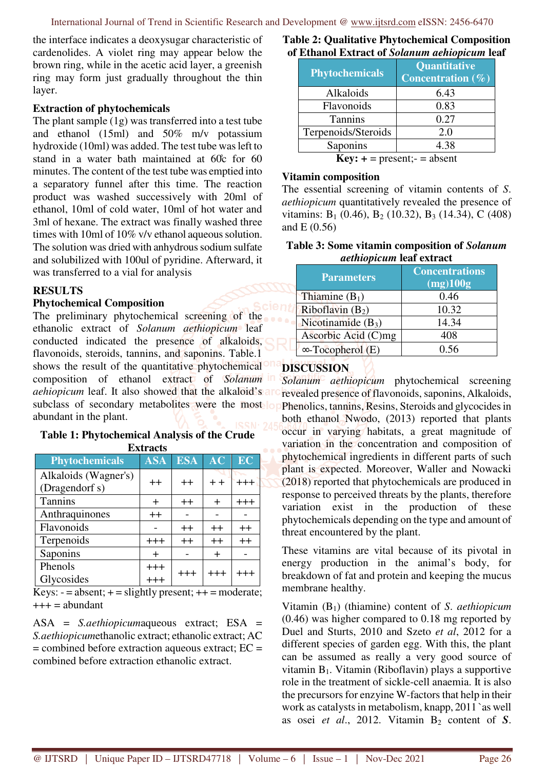the interface indicates a deoxysugar characteristic of cardenolides. A violet ring may appear below the brown ring, while in the acetic acid layer, a greenish ring may form just gradually throughout the thin layer.

**Extraction of phytochemicals**

The plant sample (1g) was transferred into a test tube and ethanol (15ml) and 50% m/v potassium hydroxide (10ml) was added. The test tube was left to stand in a water bath maintained at 60℃ for 60 minutes. The content of the test tube was emptied into a separatory funnel after this time. The reaction product was washed successively with 20ml of ethanol, 10ml of cold water, 10ml of hot water and 3ml of hexane. The extract was finally washed three times with 10ml of 10% v/v ethanol aqueous solution. The solution was dried with anhydrous sodium sulfate and solubilized with 100ul of pyridine. Afterward, it was transferred to a vial for analysis

## RESULTS

### Phytochemical Composition

The preliminary phytochemical screening of the ethanolic extract of *Solanum aethiopicum* leaf conducted indicated the presence of alkaloids, flavonoids, steroids, tannins, and saponins. Table.1 shows the result of the quantitative phytochemical composition of ethanol extract of *Solanum aehiopicum* leaf. It also showed that the alkaloid's subclass of secondary metabolites were the most abundant in the plant.

**Table 1: Phytochemical Analysis of the Crude Extracts**

| Phytochemicals | ASA | ESA | AC | EC |
|---|---|---|---|---|
| Alkaloids (Wagner's) (Dragendorf s) | ++ | ++ | + + | +++ |
| Tannins | + | ++ | + | +++ |
| Anthraquinones | ++ | - | - | - |
| Flavonoids | - | ++ | ++ | ++ |
| Terpenoids | +++ | ++ | ++ | ++ |
| Saponins | + | - | + | - |
| Phenols Glycosides | +++ +++ | +++ | +++ | +++ |

Keys: - = absent; + = slightly present; ++ = moderate; +++ = abundant

ASA = *S.aethiopicum*aqueous extract; ESA = *S.aethiopicum*ethanolic extract; ethanolic extract; AC = combined before extraction aqueous extract; EC = combined before extraction ethanolic extract.

**Table 2: Qualitative Phytochemical Composition of Ethanol Extract of *Solanum aehiopicum* leaf**

| Phytochemicals | Quantitative Concentration (%) |
|---|---|
| Alkaloids | 6.43 |
| Flavonoids | 0.83 |
| Tannins | 0.27 |
| Terpenoids/Steroids | 2.0 |
| Saponins | 4.38 |

**Key: +** = present;- = absent

### Vitamin composition

The essential screening of vitamin contents of *S. aethiopicum* quantitatively revealed the presence of vitamins: $B_1$ (0.46), $B_2$ (10.32), $B_3$ (14.34), C (408) and E (0.56)

**Table 3: Some vitamin composition of *Solanum aethiopicum* leaf extract**

| Parameters | Concentrations (mg)100g |
|---|---|
| Thiamine ($B_1$) | 0.46 |
| Riboflavin ($B_2$) | 10.32 |
| Nicotinamide ($B_3$) | 14.34 |
| Ascorbic Acid (C)mg | 408 |
| ∞-Tocopherol (E) | 0.56 |

## DISCUSSION

*Solanum aethiopicum* phytochemical screening revealed presence of flavonoids, saponins, Alkaloids, Phenolics, tannins, Resins, Steroids and glycocides in both ethanol Nwodo, (2013) reported that plants occur in varying habitats, a great magnitude of variation in the concentration and composition of phytochemical ingredients in different parts of such plant is expected. Moreover, Waller and Nowacki (2018) reported that phytochemicals are produced in response to perceived threats by the plants, therefore variation exist in the production of these phytochemicals depending on the type and amount of threat encountered by the plant.

These vitamins are vital because of its pivotal in energy production in the animal's body, for breakdown of fat and protein and keeping the mucus membrane healthy.

Vitamin ($B_1$) (thiamine) content of *S. aethiopicum* (0.46) was higher compared to 0.18 mg reported by Duel and Sturts, 2010 and Szeto *et al*, 2012 for a different species of garden egg. With this, the plant can be assumed as really a very good source of vitamin $B_1$. Vitamin (Riboflavin) plays a supportive role in the treatment of sickle-cell anaemia. It is also the precursors for enzyine W-factors that help in their work as catalysts in metabolism, knapp, 2011 `as well as osei *et al*., 2012. Vitamin $B_2$ content of ***S.***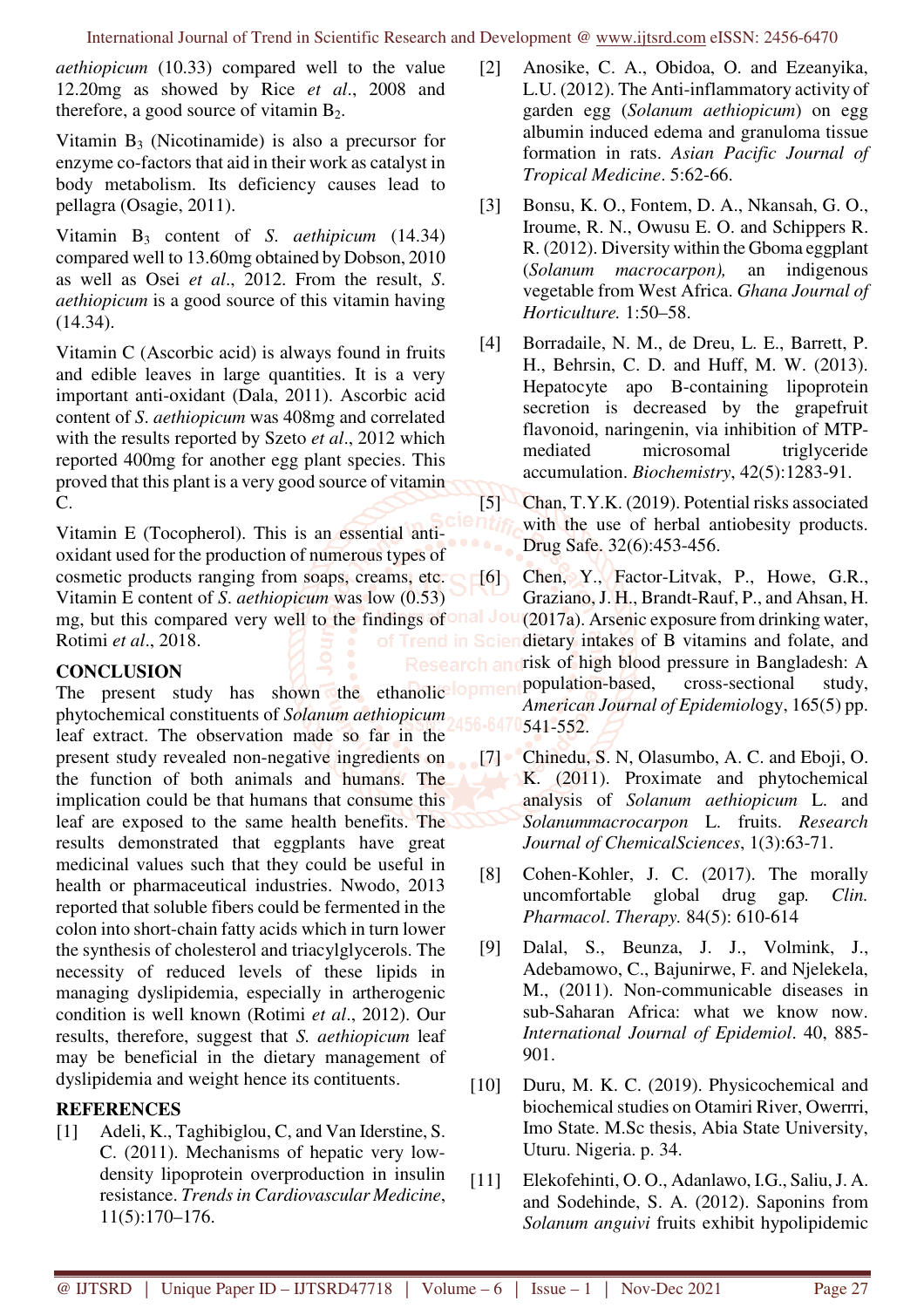*aethiopicum* (10.33) compared well to the value 12.20mg as showed by Rice *et al*., 2008 and therefore, a good source of vitamin $B_2$.

Vitamin $B_3$ (Nicotinamide) is also a precursor for enzyme co-factors that aid in their work as catalyst in body metabolism. Its deficiency causes lead to pellagra (Osagie, 2011).

Vitamin $B_3$ content of *S. aethipicum* (14.34) compared well to 13.60mg obtained by Dobson, 2010 as well as Osei *et al*., 2012. From the result, *S. aethiopicum* is a good source of this vitamin having (14.34).

Vitamin C (Ascorbic acid) is always found in fruits and edible leaves in large quantities. It is a very important anti-oxidant (Dala, 2011). Ascorbic acid content of *S. aethiopicum* was 408mg and correlated with the results reported by Szeto *et al*., 2012 which reported 400mg for another egg plant species. This proved that this plant is a very good source of vitamin C.

Vitamin E (Tocopherol). This is an essential anti-oxidant used for the production of numerous types of cosmetic products ranging from soaps, creams, etc. Vitamin E content of *S. aethiopicum* was low (0.53) mg, but this compared very well to the findings of Rotimi *et al*., 2018.

## CONCLUSION

The present study has shown the ethanolic phytochemical constituents of *Solanum aethiopicum* leaf extract. The observation made so far in the present study revealed non-negative ingredients on the function of both animals and humans. The implication could be that humans that consume this leaf are exposed to the same health benefits. The results demonstrated that eggplants have great medicinal values such that they could be useful in health or pharmaceutical industries. Nwodo, 2013 reported that soluble fibers could be fermented in the colon into short-chain fatty acids which in turn lower the synthesis of cholesterol and triacylglycerols. The necessity of reduced levels of these lipids in managing dyslipidemia, especially in artherogenic condition is well known (Rotimi *et al*., 2012). Our results, therefore, suggest that *S. aethiopicum* leaf may be beneficial in the dietary management of dyslipidemia and weight hence its contituents.

## REFERENCES

[1] Adeli, K., Taghibiglou, C, and Van Iderstine, S. C. (2011). Mechanisms of hepatic very low-density lipoprotein overproduction in insulin resistance. *Trends in Cardiovascular Medicine*, 11(5):170–176.

[2] Anosike, C. A., Obidoa, O. and Ezeanyika, L.U. (2012). The Anti-inflammatory activity of garden egg (*Solanum aethiopicum*) on egg albumin induced edema and granuloma tissue formation in rats. *Asian Pacific Journal of Tropical Medicine*. 5:62-66.

[3] Bonsu, K. O., Fontem, D. A., Nkansah, G. O., Iroume, R. N., Owusu E. O. and Schippers R. R. (2012). Diversity within the Gboma eggplant (*Solanum macrocarpon),* an indigenous vegetable from West Africa. *Ghana Journal of Horticulture.* 1:50–58.

[4] Borradaile, N. M., de Dreu, L. E., Barrett, P. H., Behrsin, C. D. and Huff, M. W. (2013). Hepatocyte apo B-containing lipoprotein secretion is decreased by the grapefruit flavonoid, naringenin, via inhibition of MTP-mediated microsomal triglyceride accumulation. *Biochemistry*, 42(5):1283-91.

[5] Chan, T.Y.K. (2019). Potential risks associated with the use of herbal antiobesity products. Drug Safe. 32(6):453-456.

[6] Chen, Y., Factor-Litvak, P., Howe, G.R., Graziano, J. H., Brandt-Rauf, P., and Ahsan, H. (2017a). Arsenic exposure from drinking water, dietary intakes of B vitamins and folate, and risk of high blood pressure in Bangladesh: A population-based, cross-sectional study, *American Journal of Epidemiology*, 165(5) pp. 541-552.

[7] Chinedu, S. N, Olasumbo, A. C. and Eboji, O. K. (2011). Proximate and phytochemical analysis of *Solanum aethiopicum* L. and *Solanummacrocarpon* L. fruits. *Research Journal of ChemicalSciences*, 1(3):63-71.

[8] Cohen-Kohler, J. C. (2017). The morally uncomfortable global drug gap. *Clin. Pharmacol*. *Therapy.* 84(5): 610-614

[9] Dalal, S., Beunza, J. J., Volmink, J., Adebamowo, C., Bajunirwe, F. and Njelekela, M., (2011). Non-communicable diseases in sub-Saharan Africa: what we know now. *International Journal of Epidemiol*. 40, 885-901.

[10] Duru, M. K. C. (2019). Physicochemical and biochemical studies on Otamiri River, Owerrri, Imo State. M.Sc thesis, Abia State University, Uturu. Nigeria. p. 34.

[11] Elekofehinti, O. O., Adanlawo, I.G., Saliu, J. A. and Sodehinde, S. A. (2012). Saponins from *Solanum anguivi* fruits exhibit hypolipidemic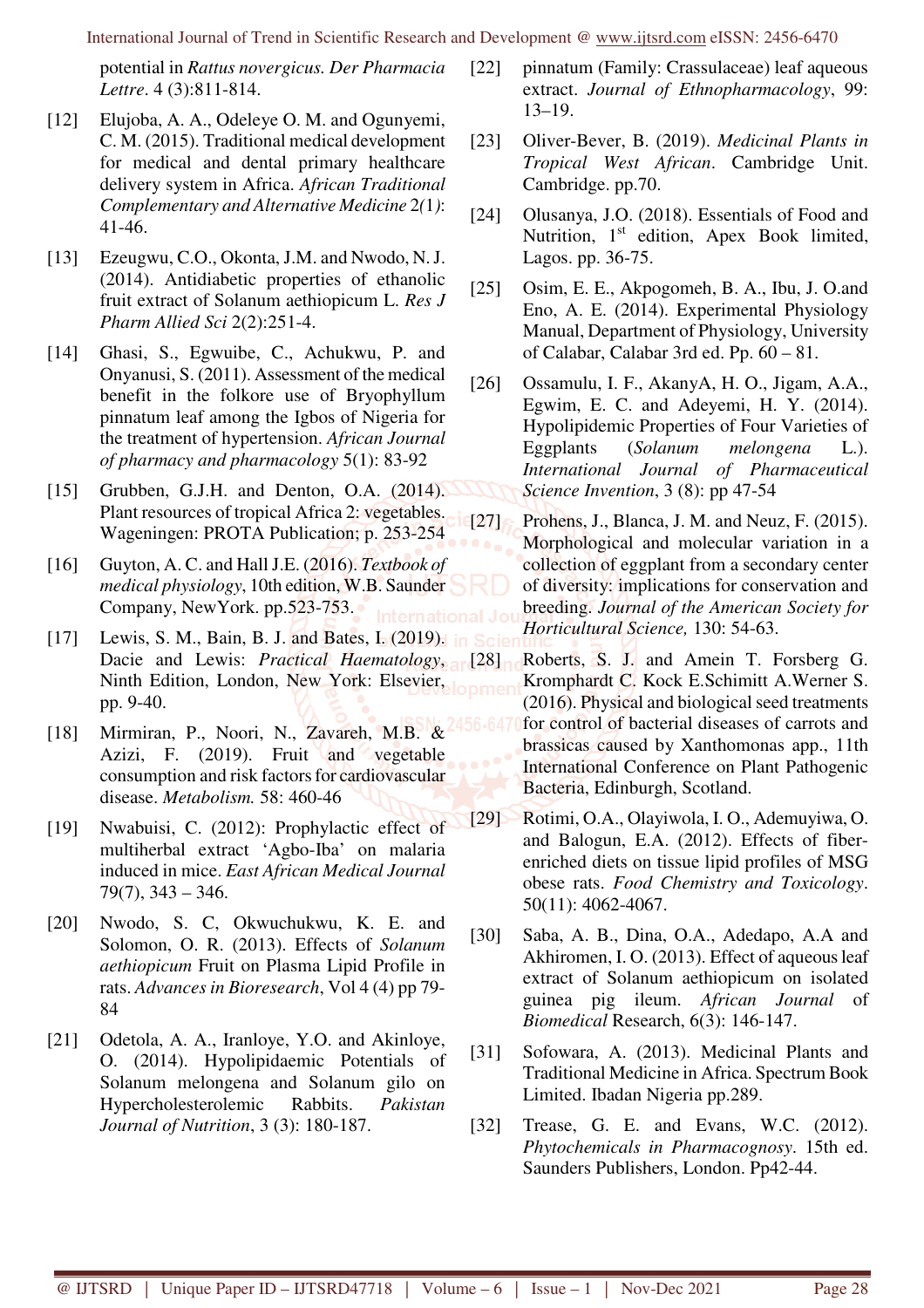potential in *Rattus novergicus. Der Pharmacia Lettre*. 4 (3):811-814.

[12] Elujoba, A. A., Odeleye O. M. and Ogunyemi, C. M. (2015). Traditional medical development for medical and dental primary healthcare delivery system in Africa. *African Traditional Complementary and Alternative Medicine* 2*(1)*: 41-46.

[13] Ezeugwu, C.O., Okonta, J.M. and Nwodo, N. J. (2014). Antidiabetic properties of ethanolic fruit extract of Solanum aethiopicum L. *Res J Pharm Allied Sci* 2(2):251-4.

[14] Ghasi, S., Egwuibe, C., Achukwu, P. and Onyanusi, S. (2011). Assessment of the medical benefit in the folkore use of Bryophyllum pinnatum leaf among the Igbos of Nigeria for the treatment of hypertension. *African Journal of pharmacy and pharmacology* 5(1): 83-92

[15] Grubben, G.J.H. and Denton, O.A. (2014). Plant resources of tropical Africa 2: vegetables. Wageningen: PROTA Publication; p. 253-254

[16] Guyton, A. C. and Hall J.E. (2016). *Textbook of medical physiology*, 10th edition, W.B. Saunder Company, NewYork. pp.523-753.

[17] Lewis, S. M., Bain, B. J. and Bates, I. (2019). Dacie and Lewis: *Practical Haematology*, Ninth Edition, London, New York: Elsevier, pp. 9-40.

[18] Mirmiran, P., Noori, N., Zavareh, M.B. & Azizi, F. (2019). Fruit and vegetable consumption and risk factors for cardiovascular disease. *Metabolism.* 58: 460-46

[19] Nwabuisi, C. (2012): Prophylactic effect of multiherbal extract 'Agbo-Iba' on malaria induced in mice. *East African Medical Journal* 79(7), 343 – 346.

[20] Nwodo, S. C, Okwuchukwu, K. E. and Solomon, O. R. (2013). Effects of *Solanum aethiopicum* Fruit on Plasma Lipid Profile in rats. *Advances in Bioresearch*, Vol 4 (4) pp 79-84

[21] Odetola, A. A., Iranloye, Y.O. and Akinloye, O. (2014). Hypolipidaemic Potentials of Solanum melongena and Solanum gilo on Hypercholesterolemic Rabbits. *Pakistan Journal of Nutrition*, 3 (3): 180-187.

[22] pinnatum (Family: Crassulaceae) leaf aqueous extract. *Journal of Ethnopharmacology*, 99: 13–19.

[23] Oliver-Bever, B. (2019). *Medicinal Plants in Tropical West African*. Cambridge Unit. Cambridge. pp.70.

[24] Olusanya, J.O. (2018). Essentials of Food and Nutrition, 1st edition, Apex Book limited, Lagos. pp. 36-75.

[25] Osim, E. E., Akpogomeh, B. A., Ibu, J. O.and Eno, A. E. (2014). Experimental Physiology Manual, Department of Physiology, University of Calabar, Calabar 3rd ed. Pp. 60 – 81.

[26] Ossamulu, I. F., AkanyA, H. O., Jigam, A.A., Egwim, E. C. and Adeyemi, H. Y. (2014). Hypolipidemic Properties of Four Varieties of Eggplants (*Solanum melongena* L.). *International Journal of Pharmaceutical Science Invention*, 3 (8): pp 47-54

[27] Prohens, J., Blanca, J. M. and Neuz, F. (2015). Morphological and molecular variation in a collection of eggplant from a secondary center of diversity: implications for conservation and breeding. *Journal of the American Society for Horticultural Science,* 130: 54-63.

[28] Roberts, S. J. and Amein T. Forsberg G. Kromphardt C. Kock E.Schimitt A.Werner S. (2016). Physical and biological seed treatments for control of bacterial diseases of carrots and brassicas caused by Xanthomonas app., 11th International Conference on Plant Pathogenic Bacteria, Edinburgh, Scotland.

[29] Rotimi, O.A., Olayiwola, I. O., Ademuyiwa, O. and Balogun, E.A. (2012). Effects of fiber-enriched diets on tissue lipid profiles of MSG obese rats. *Food Chemistry and Toxicology*. 50(11): 4062-4067.

[30] Saba, A. B., Dina, O.A., Adedapo, A.A and Akhiromen, I. O. (2013). Effect of aqueous leaf extract of Solanum aethiopicum on isolated guinea pig ileum. *African Journal* of *Biomedical* Research, 6(3): 146-147.

[31] Sofowara, A. (2013). Medicinal Plants and Traditional Medicine in Africa. Spectrum Book Limited. Ibadan Nigeria pp.289.

[32] Trease, G. E. and Evans, W.C. (2012). *Phytochemicals in Pharmacognosy*. 15th ed. Saunders Publishers, London. Pp42-44.